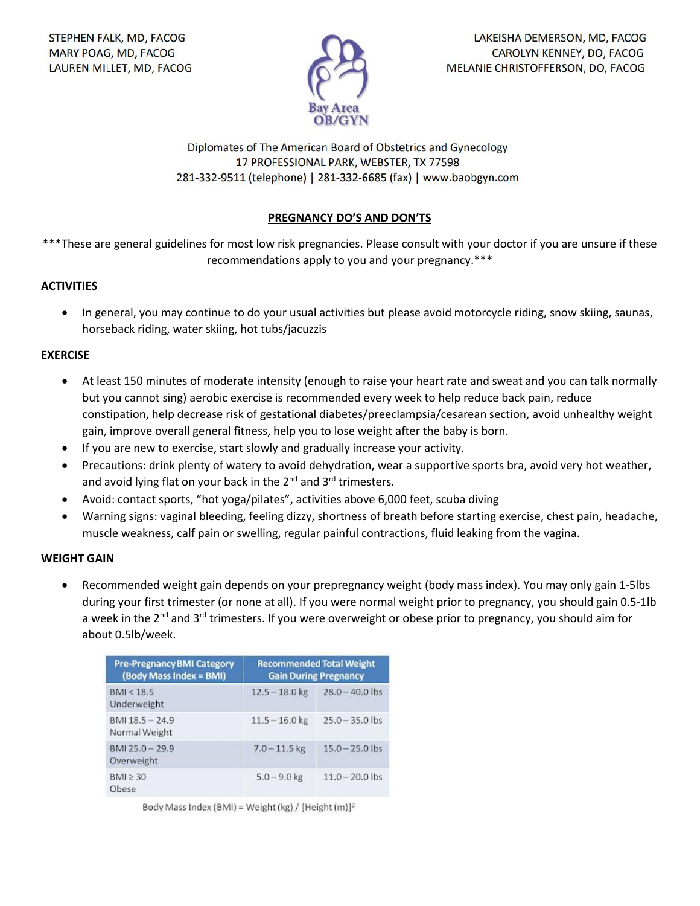STEPHEN FALK, MD, FACOG
MARY POAG, MD, FACOG
LAUREN MILLET, MD, FACOG

LAKEISHA DEMERSON, MD, FACOG
CAROLYN KENNEY, DO, FACOG
MELANIE CHRISTOFFERSON, DO, FACOG

Bay Area OB/GYN

Diplomates of The American Board of Obstetrics and Gynecology
17 PROFESSIONAL PARK, WEBSTER, TX 77598
281-332-9511 (telephone) | 281-332-6685 (fax) | www.baobgyn.com

# PREGNANCY DO'S AND DON'TS

***These are general guidelines for most low risk pregnancies. Please consult with your doctor if you are unsure if these recommendations apply to you and your pregnancy.***

## ACTIVITIES

- In general, you may continue to do your usual activities but please avoid motorcycle riding, snow skiing, saunas, horseback riding, water skiing, hot tubs/jacuzzis

## EXERCISE

- At least 150 minutes of moderate intensity (enough to raise your heart rate and sweat and you can talk normally but you cannot sing) aerobic exercise is recommended every week to help reduce back pain, reduce constipation, help decrease risk of gestational diabetes/preeclampsia/cesarean section, avoid unhealthy weight gain, improve overall general fitness, help you to lose weight after the baby is born.
- If you are new to exercise, start slowly and gradually increase your activity.
- Precautions: drink plenty of watery to avoid dehydration, wear a supportive sports bra, avoid very hot weather, and avoid lying flat on your back in the 2nd and 3rd trimesters.
- Avoid: contact sports, "hot yoga/pilates", activities above 6,000 feet, scuba diving
- Warning signs: vaginal bleeding, feeling dizzy, shortness of breath before starting exercise, chest pain, headache, muscle weakness, calf pain or swelling, regular painful contractions, fluid leaking from the vagina.

## WEIGHT GAIN

- Recommended weight gain depends on your prepregnancy weight (body mass index). You may only gain 1-5lbs during your first trimester (or none at all). If you were normal weight prior to pregnancy, you should gain 0.5-1lb a week in the 2nd and 3rd trimesters. If you were overweight or obese prior to pregnancy, you should aim for about 0.5lb/week.

| Pre-Pregnancy BMI Category (Body Mass Index = BMI) | Recommended Total Weight Gain During Pregnancy | |
|---|---|---|
| BMI < 18.5 Underweight | 12.5 – 18.0 kg | 28.0 – 40.0 lbs |
| BMI 18.5 – 24.9 Normal Weight | 11.5 – 16.0 kg | 25.0 – 35.0 lbs |
| BMI 25.0 – 29.9 Overweight | 7.0 – 11.5 kg | 15.0 – 25.0 lbs |
| BMI ≥ 30 Obese | 5.0 – 9.0 kg | 11.0 – 20.0 lbs |

Body Mass Index (BMI) = Weight (kg) / [Height (m)]$^2$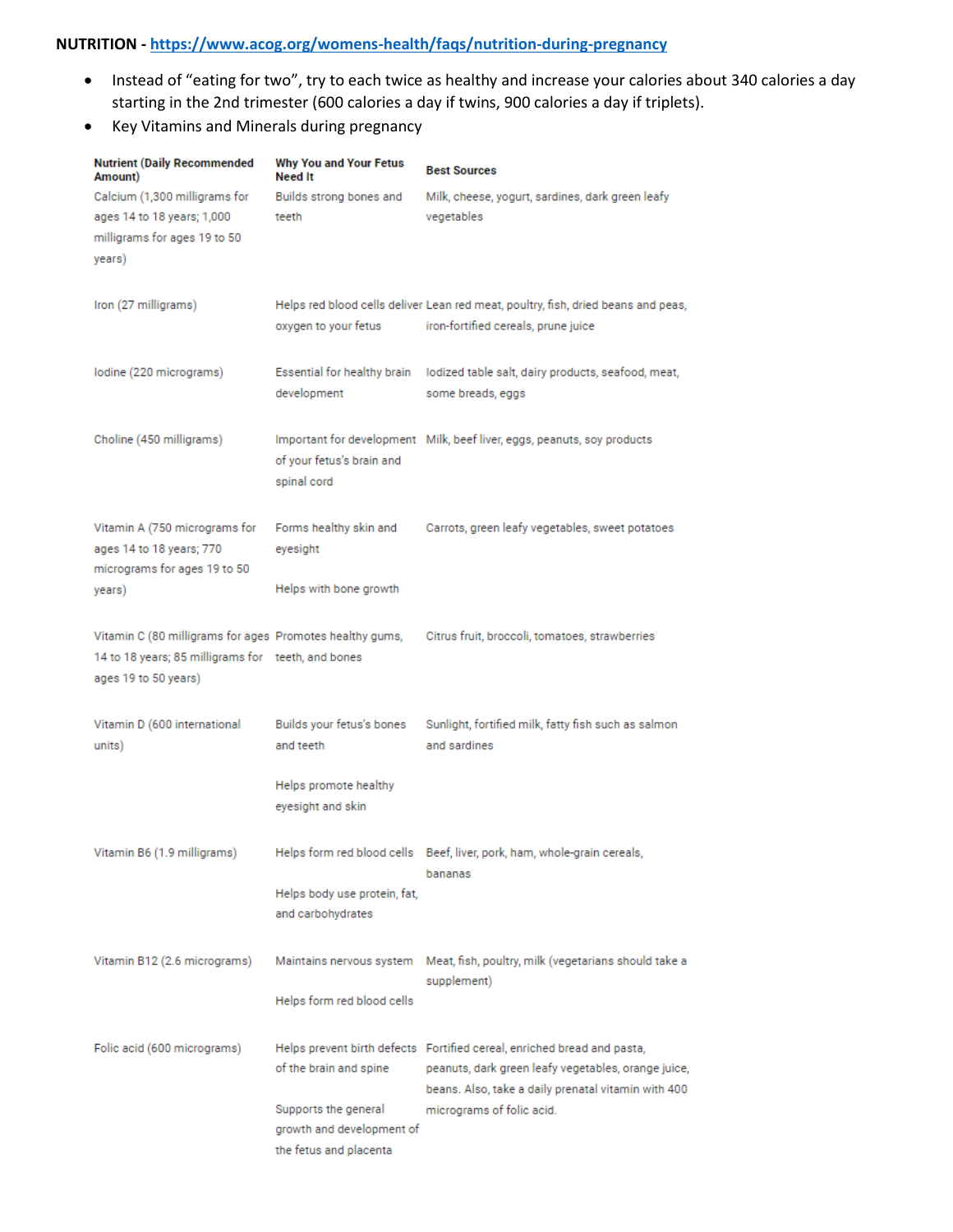**NUTRITION - https://www.acog.org/womens-health/faqs/nutrition-during-pregnancy**

- Instead of "eating for two", try to each twice as healthy and increase your calories about 340 calories a day starting in the 2nd trimester (600 calories a day if twins, 900 calories a day if triplets).
- Key Vitamins and Minerals during pregnancy

| Nutrient (Daily Recommended Amount) | Why You and Your Fetus Need It | Best Sources |
|---|---|---|
| Calcium (1,300 milligrams for ages 14 to 18 years; 1,000 milligrams for ages 19 to 50 years) | Builds strong bones and teeth | Milk, cheese, yogurt, sardines, dark green leafy vegetables |
| Iron (27 milligrams) | Helps red blood cells deliver oxygen to your fetus | Lean red meat, poultry, fish, dried beans and peas, iron-fortified cereals, prune juice |
| Iodine (220 micrograms) | Essential for healthy brain development | Iodized table salt, dairy products, seafood, meat, some breads, eggs |
| Choline (450 milligrams) | Important for development of your fetus's brain and spinal cord | Milk, beef liver, eggs, peanuts, soy products |
| Vitamin A (750 micrograms for ages 14 to 18 years; 770 micrograms for ages 19 to 50 years) | Forms healthy skin and eyesight<br><br>Helps with bone growth | Carrots, green leafy vegetables, sweet potatoes |
| Vitamin C (80 milligrams for ages 14 to 18 years; 85 milligrams for ages 19 to 50 years) | Promotes healthy gums, teeth, and bones | Citrus fruit, broccoli, tomatoes, strawberries |
| Vitamin D (600 international units) | Builds your fetus's bones and teeth<br><br>Helps promote healthy eyesight and skin | Sunlight, fortified milk, fatty fish such as salmon and sardines |
| Vitamin B6 (1.9 milligrams) | Helps form red blood cells<br><br>Helps body use protein, fat, and carbohydrates | Beef, liver, pork, ham, whole-grain cereals, bananas |
| Vitamin B12 (2.6 micrograms) | Maintains nervous system<br><br>Helps form red blood cells | Meat, fish, poultry, milk (vegetarians should take a supplement) |
| Folic acid (600 micrograms) | Helps prevent birth defects of the brain and spine<br><br>Supports the general growth and development of the fetus and placenta | Fortified cereal, enriched bread and pasta, peanuts, dark green leafy vegetables, orange juice, beans. Also, take a daily prenatal vitamin with 400 micrograms of folic acid. |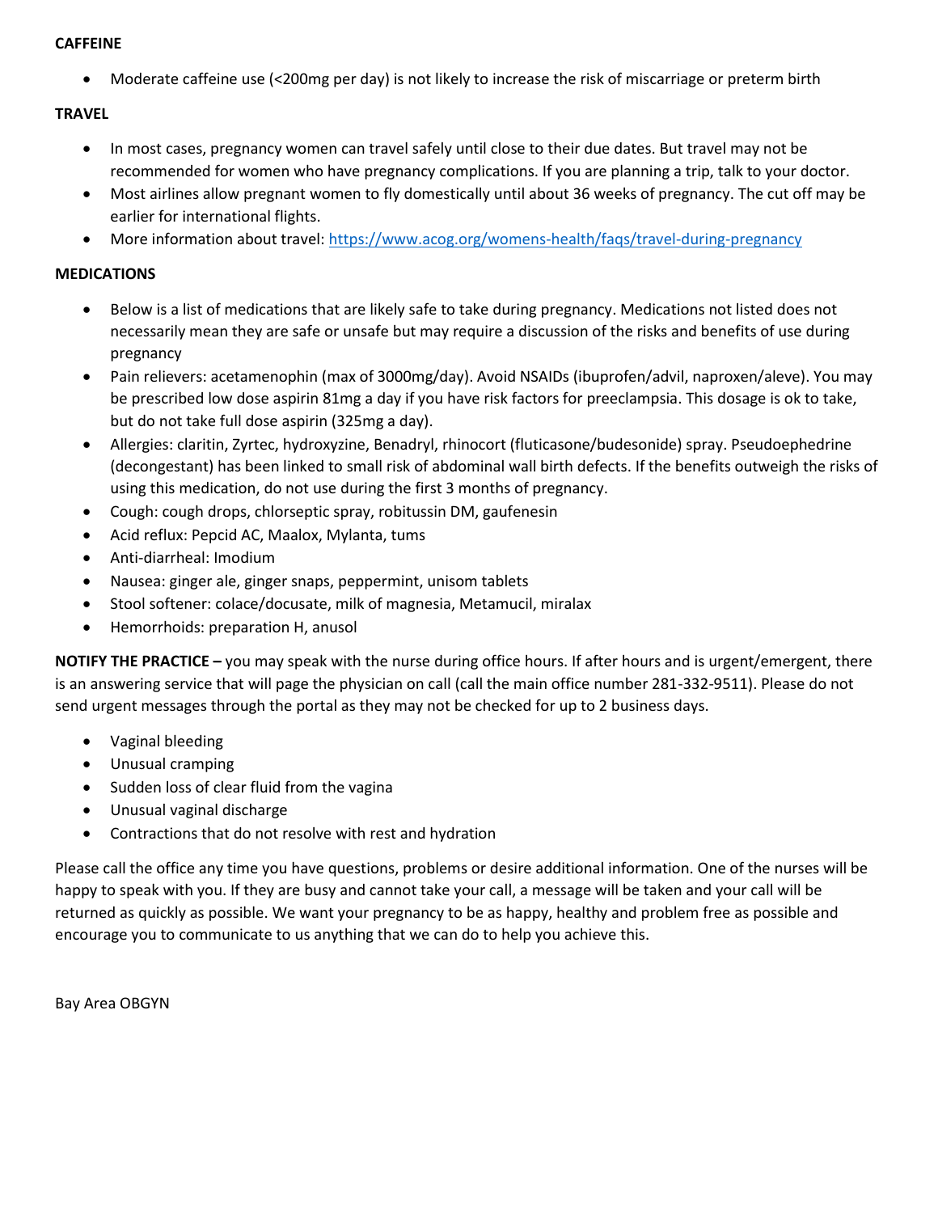**CAFFEINE**

- Moderate caffeine use (<200mg per day) is not likely to increase the risk of miscarriage or preterm birth

**TRAVEL**

- In most cases, pregnancy women can travel safely until close to their due dates. But travel may not be recommended for women who have pregnancy complications. If you are planning a trip, talk to your doctor.
- Most airlines allow pregnant women to fly domestically until about 36 weeks of pregnancy. The cut off may be earlier for international flights.
- More information about travel: https://www.acog.org/womens-health/faqs/travel-during-pregnancy

**MEDICATIONS**

- Below is a list of medications that are likely safe to take during pregnancy. Medications not listed does not necessarily mean they are safe or unsafe but may require a discussion of the risks and benefits of use during pregnancy
- Pain relievers: acetamenophin (max of 3000mg/day). Avoid NSAIDs (ibuprofen/advil, naproxen/aleve). You may be prescribed low dose aspirin 81mg a day if you have risk factors for preeclampsia. This dosage is ok to take, but do not take full dose aspirin (325mg a day).
- Allergies: claritin, Zyrtec, hydroxyzine, Benadryl, rhinocort (fluticasone/budesonide) spray. Pseudoephedrine (decongestant) has been linked to small risk of abdominal wall birth defects. If the benefits outweigh the risks of using this medication, do not use during the first 3 months of pregnancy.
- Cough: cough drops, chlorseptic spray, robitussin DM, gaufenesin
- Acid reflux: Pepcid AC, Maalox, Mylanta, tums
- Anti-diarrheal: Imodium
- Nausea: ginger ale, ginger snaps, peppermint, unisom tablets
- Stool softener: colace/docusate, milk of magnesia, Metamucil, miralax
- Hemorrhoids: preparation H, anusol

**NOTIFY THE PRACTICE –** you may speak with the nurse during office hours. If after hours and is urgent/emergent, there is an answering service that will page the physician on call (call the main office number 281-332-9511). Please do not send urgent messages through the portal as they may not be checked for up to 2 business days.

- Vaginal bleeding
- Unusual cramping
- Sudden loss of clear fluid from the vagina
- Unusual vaginal discharge
- Contractions that do not resolve with rest and hydration

Please call the office any time you have questions, problems or desire additional information. One of the nurses will be happy to speak with you. If they are busy and cannot take your call, a message will be taken and your call will be returned as quickly as possible. We want your pregnancy to be as happy, healthy and problem free as possible and encourage you to communicate to us anything that we can do to help you achieve this.

Bay Area OBGYN